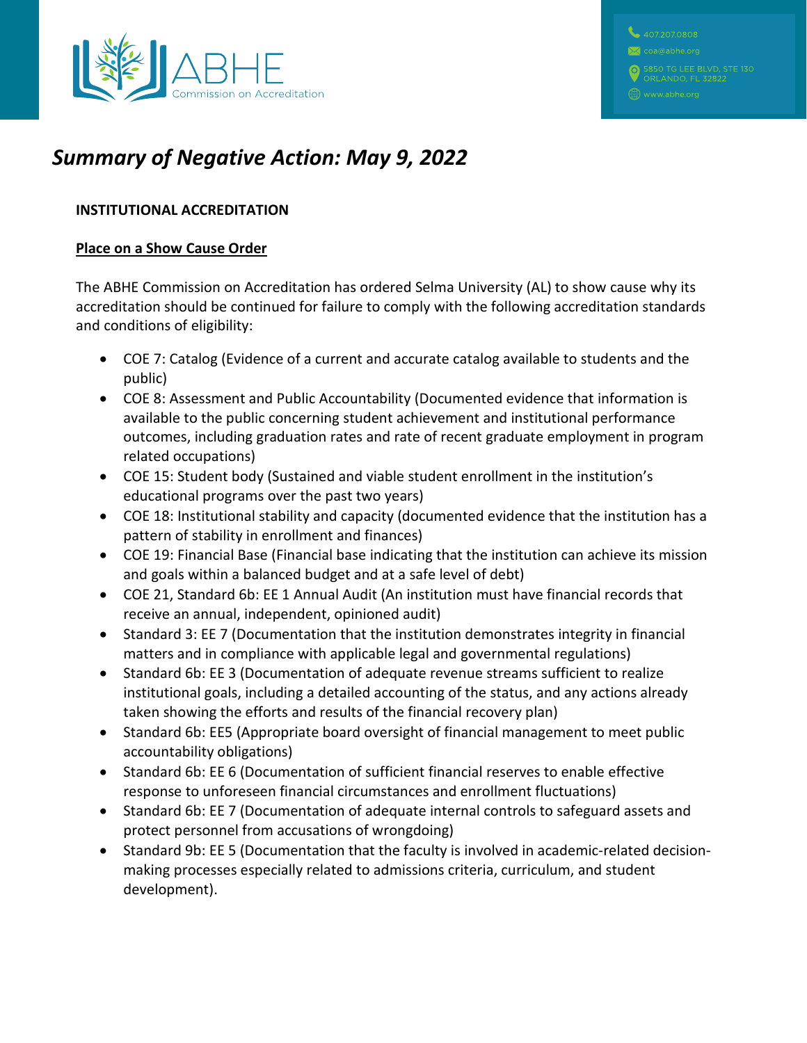# *Summary of Negative Action: May 9, 2022*

**INSTITUTIONAL ACCREDITATION**

**Place on a Show Cause Order**

The ABHE Commission on Accreditation has ordered Selma University (AL) to show cause why its accreditation should be continued for failure to comply with the following accreditation standards and conditions of eligibility:

- COE 7: Catalog (Evidence of a current and accurate catalog available to students and the public)
- COE 8: Assessment and Public Accountability (Documented evidence that information is available to the public concerning student achievement and institutional performance outcomes, including graduation rates and rate of recent graduate employment in program related occupations)
- COE 15: Student body (Sustained and viable student enrollment in the institution's educational programs over the past two years)
- COE 18: Institutional stability and capacity (documented evidence that the institution has a pattern of stability in enrollment and finances)
- COE 19: Financial Base (Financial base indicating that the institution can achieve its mission and goals within a balanced budget and at a safe level of debt)
- COE 21, Standard 6b: EE 1 Annual Audit (An institution must have financial records that receive an annual, independent, opinioned audit)
- Standard 3: EE 7 (Documentation that the institution demonstrates integrity in financial matters and in compliance with applicable legal and governmental regulations)
- Standard 6b: EE 3 (Documentation of adequate revenue streams sufficient to realize institutional goals, including a detailed accounting of the status, and any actions already taken showing the efforts and results of the financial recovery plan)
- Standard 6b: EE5 (Appropriate board oversight of financial management to meet public accountability obligations)
- Standard 6b: EE 6 (Documentation of sufficient financial reserves to enable effective response to unforeseen financial circumstances and enrollment fluctuations)
- Standard 6b: EE 7 (Documentation of adequate internal controls to safeguard assets and protect personnel from accusations of wrongdoing)
- Standard 9b: EE 5 (Documentation that the faculty is involved in academic-related decision-making processes especially related to admissions criteria, curriculum, and student development).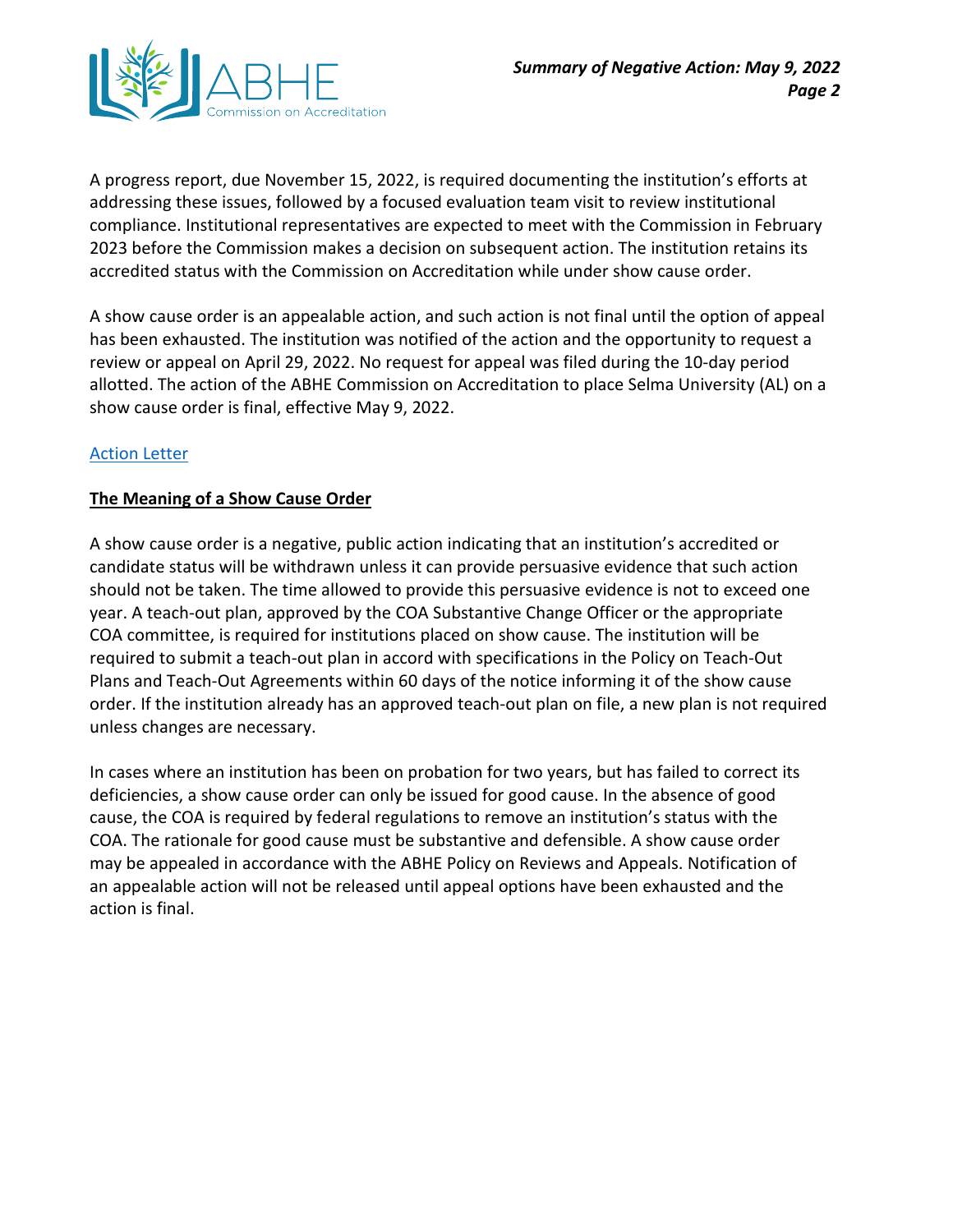A progress report, due November 15, 2022, is required documenting the institution's efforts at addressing these issues, followed by a focused evaluation team visit to review institutional compliance. Institutional representatives are expected to meet with the Commission in February 2023 before the Commission makes a decision on subsequent action. The institution retains its accredited status with the Commission on Accreditation while under show cause order.

A show cause order is an appealable action, and such action is not final until the option of appeal has been exhausted. The institution was notified of the action and the opportunity to request a review or appeal on April 29, 2022. No request for appeal was filed during the 10-day period allotted. The action of the ABHE Commission on Accreditation to place Selma University (AL) on a show cause order is final, effective May 9, 2022.

Action Letter

**The Meaning of a Show Cause Order**

A show cause order is a negative, public action indicating that an institution's accredited or candidate status will be withdrawn unless it can provide persuasive evidence that such action should not be taken. The time allowed to provide this persuasive evidence is not to exceed one year. A teach-out plan, approved by the COA Substantive Change Officer or the appropriate COA committee, is required for institutions placed on show cause. The institution will be required to submit a teach-out plan in accord with specifications in the Policy on Teach-Out Plans and Teach-Out Agreements within 60 days of the notice informing it of the show cause order. If the institution already has an approved teach-out plan on file, a new plan is not required unless changes are necessary.

In cases where an institution has been on probation for two years, but has failed to correct its deficiencies, a show cause order can only be issued for good cause. In the absence of good cause, the COA is required by federal regulations to remove an institution's status with the COA. The rationale for good cause must be substantive and defensible. A show cause order may be appealed in accordance with the ABHE Policy on Reviews and Appeals. Notification of an appealable action will not be released until appeal options have been exhausted and the action is final.